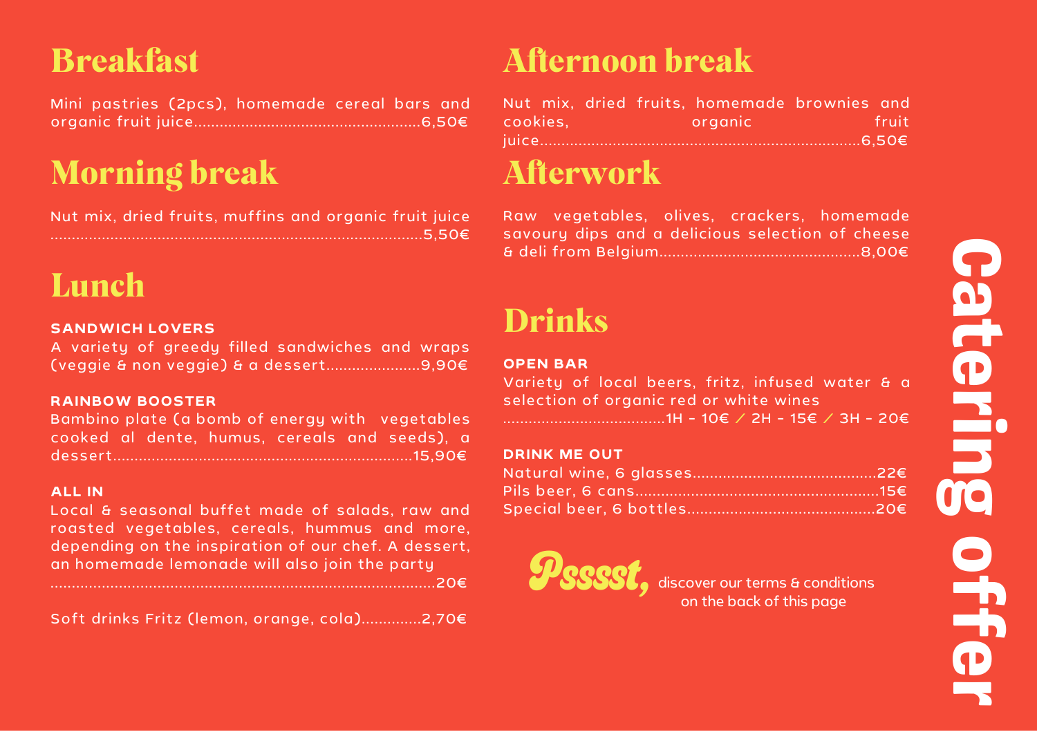# Catering offer

## Breakfast

Mini pastries (2pcs), homemade cereal bars and organic fruit juice....................................................6,50€

## Morning break

Nut mix, dried fruits, muffins and organic fruit juice ....................................................................................5,50€

## Lunch

**SANDWICH LOVERS**

A variety of greedy filled sandwiches and wraps (veggie & non veggie) & a dessert.....................9,90€

**RAINBOW BOOSTER**

Bambino plate (a bomb of energy with vegetables cooked al dente, humus, cereals and seeds), a dessert....................................................................15,90€

**ALL IN**

Local & seasonal buffet made of salads, raw and roasted vegetables, cereals, hummus and more, depending on the inspiration of our chef. A dessert, an homemade lemonade will also join the party ........................................................................................20€

Soft drinks Fritz (lemon, orange, cola)..............2,70€

## Afternoon break

Nut mix, dried fruits, homemade brownies and cookies, organic fruit juice.........................................................................6,50€

## Afterwork

Raw vegetables, olives, crackers, homemade savoury dips and a delicious selection of cheese & deli from Belgium..............................................8,00€

## Drinks

**OPEN BAR**

Variety of local beers, fritz, infused water & a selection of organic red or white wines .....................................1H - 10€ / 2H - 15€ / 3H - 20€

**DRINK ME OUT**

Natural wine, 6 glasses..........................................22€
Pils beer, 6 cans........................................................15€
Special beer, 6 bottles...........................................20€

*Psssst,* discover our terms & conditions on the back of this page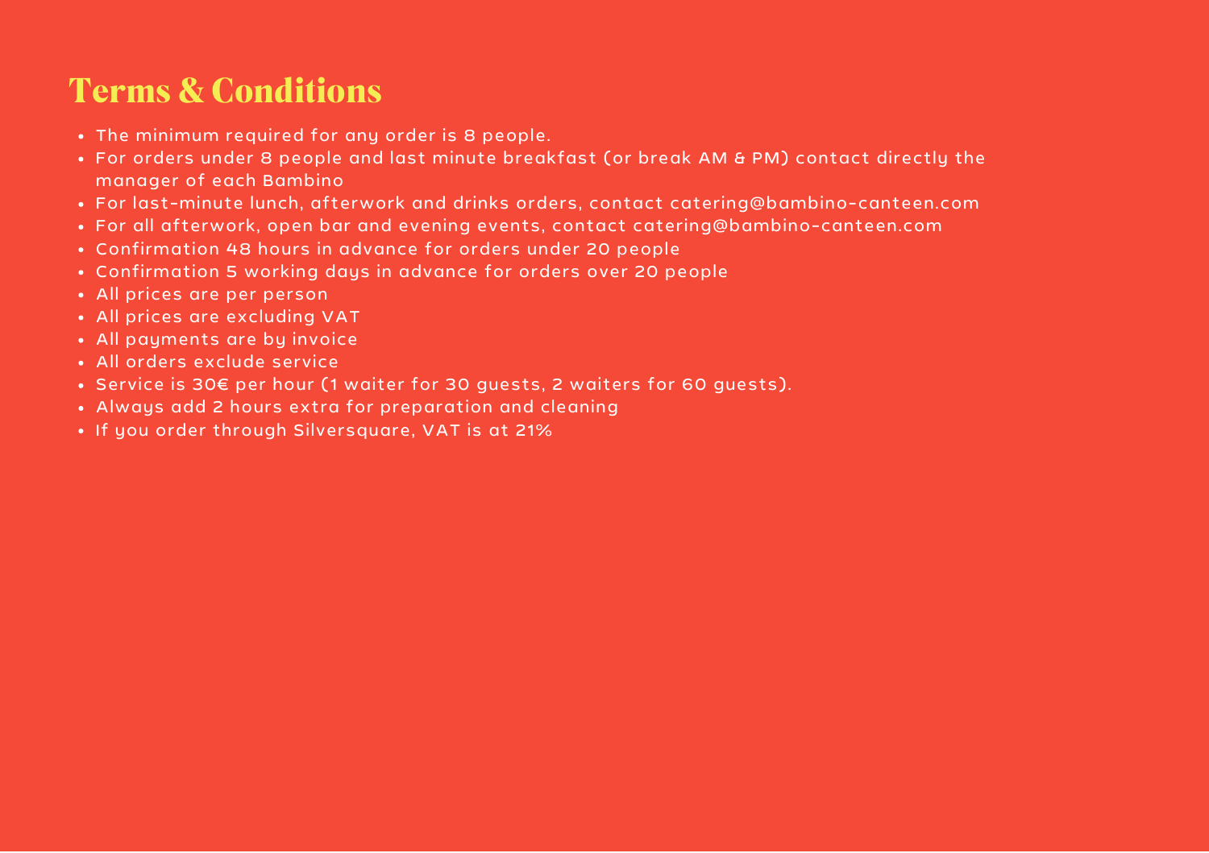# Terms & Conditions

- The minimum required for any order is 8 people.
- For orders under 8 people and last minute breakfast (or break AM & PM) contact directly the manager of each Bambino
- For last-minute lunch, afterwork and drinks orders, contact catering@bambino-canteen.com
- For all afterwork, open bar and evening events, contact catering@bambino-canteen.com
- Confirmation 48 hours in advance for orders under 20 people
- Confirmation 5 working days in advance for orders over 20 people
- All prices are per person
- All prices are excluding VAT
- All payments are by invoice
- All orders exclude service
- Service is 30€ per hour (1 waiter for 30 guests, 2 waiters for 60 guests).
- Always add 2 hours extra for preparation and cleaning
- If you order through Silversquare, VAT is at 21%